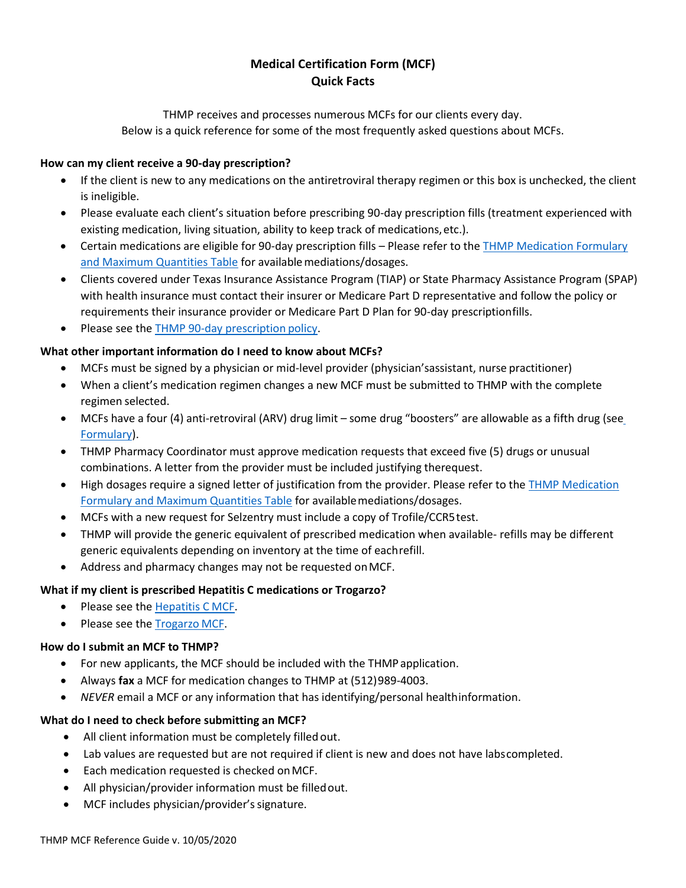# Medical Certification Form (MCF)
# Quick Facts

THMP receives and processes numerous MCFs for our clients every day.
Below is a quick reference for some of the most frequently asked questions about MCFs.

**How can my client receive a 90-day prescription?**

- If the client is new to any medications on the antiretroviral therapy regimen or this box is unchecked, the client is ineligible.
- Please evaluate each client's situation before prescribing 90-day prescription fills (treatment experienced with existing medication, living situation, ability to keep track of medications, etc.).
- Certain medications are eligible for 90-day prescription fills – Please refer to the THMP Medication Formulary and Maximum Quantities Table for available mediations/dosages.
- Clients covered under Texas Insurance Assistance Program (TIAP) or State Pharmacy Assistance Program (SPAP) with health insurance must contact their insurer or Medicare Part D representative and follow the policy or requirements their insurance provider or Medicare Part D Plan for 90-day prescription fills.
- Please see the THMP 90-day prescription policy.

**What other important information do I need to know about MCFs?**

- MCFs must be signed by a physician or mid-level provider (physician's assistant, nurse practitioner)
- When a client's medication regimen changes a new MCF must be submitted to THMP with the complete regimen selected.
- MCFs have a four (4) anti-retroviral (ARV) drug limit – some drug "boosters" are allowable as a fifth drug (see Formulary).
- THMP Pharmacy Coordinator must approve medication requests that exceed five (5) drugs or unusual combinations. A letter from the provider must be included justifying the request.
- High dosages require a signed letter of justification from the provider. Please refer to the THMP Medication Formulary and Maximum Quantities Table for available mediations/dosages.
- MCFs with a new request for Selzentry must include a copy of Trofile/CCR5 test.
- THMP will provide the generic equivalent of prescribed medication when available- refills may be different generic equivalents depending on inventory at the time of each refill.
- Address and pharmacy changes may not be requested on MCF.

**What if my client is prescribed Hepatitis C medications or Trogarzo?**

- Please see the Hepatitis C MCF.
- Please see the Trogarzo MCF.

**How do I submit an MCF to THMP?**

- For new applicants, the MCF should be included with the THMP application.
- Always **fax** a MCF for medication changes to THMP at (512) 989-4003.
- *NEVER* email a MCF or any information that has identifying/personal health information.

**What do I need to check before submitting an MCF?**

- All client information must be completely filled out.
- Lab values are requested but are not required if client is new and does not have labs completed.
- Each medication requested is checked on MCF.
- All physician/provider information must be filled out.
- MCF includes physician/provider's signature.

THMP MCF Reference Guide v. 10/05/2020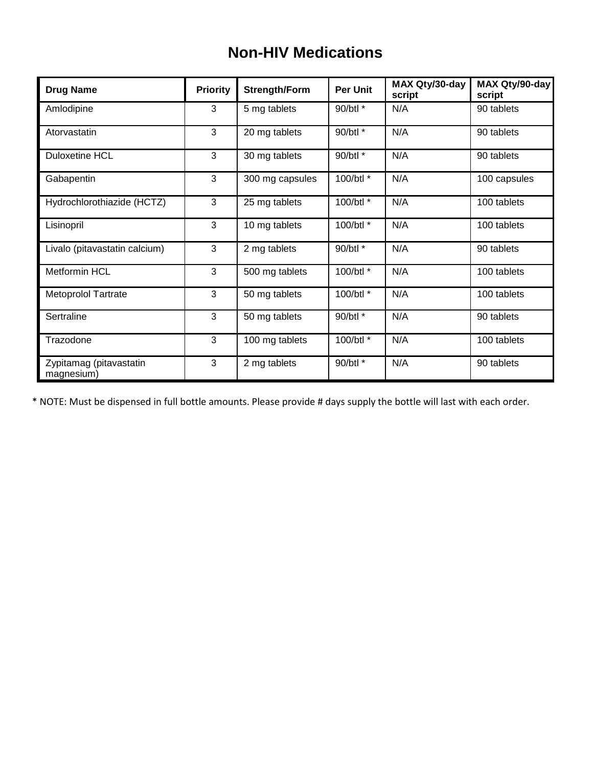# Non-HIV Medications

| Drug Name | Priority | Strength/Form | Per Unit | MAX Qty/30-day script | MAX Qty/90-day script |
|---|---|---|---|---|---|
| Amlodipine | 3 | 5 mg tablets | 90/btl * | N/A | 90 tablets |
| Atorvastatin | 3 | 20 mg tablets | 90/btl * | N/A | 90 tablets |
| Duloxetine HCL | 3 | 30 mg tablets | 90/btl * | N/A | 90 tablets |
| Gabapentin | 3 | 300 mg capsules | 100/btl * | N/A | 100 capsules |
| Hydrochlorothiazide (HCTZ) | 3 | 25 mg tablets | 100/btl * | N/A | 100 tablets |
| Lisinopril | 3 | 10 mg tablets | 100/btl * | N/A | 100 tablets |
| Livalo (pitavastatin calcium) | 3 | 2 mg tablets | 90/btl * | N/A | 90 tablets |
| Metformin HCL | 3 | 500 mg tablets | 100/btl * | N/A | 100 tablets |
| Metoprolol Tartrate | 3 | 50 mg tablets | 100/btl * | N/A | 100 tablets |
| Sertraline | 3 | 50 mg tablets | 90/btl * | N/A | 90 tablets |
| Trazodone | 3 | 100 mg tablets | 100/btl * | N/A | 100 tablets |
| Zypitamag (pitavastatin magnesium) | 3 | 2 mg tablets | 90/btl * | N/A | 90 tablets |

* NOTE: Must be dispensed in full bottle amounts. Please provide # days supply the bottle will last with each order.